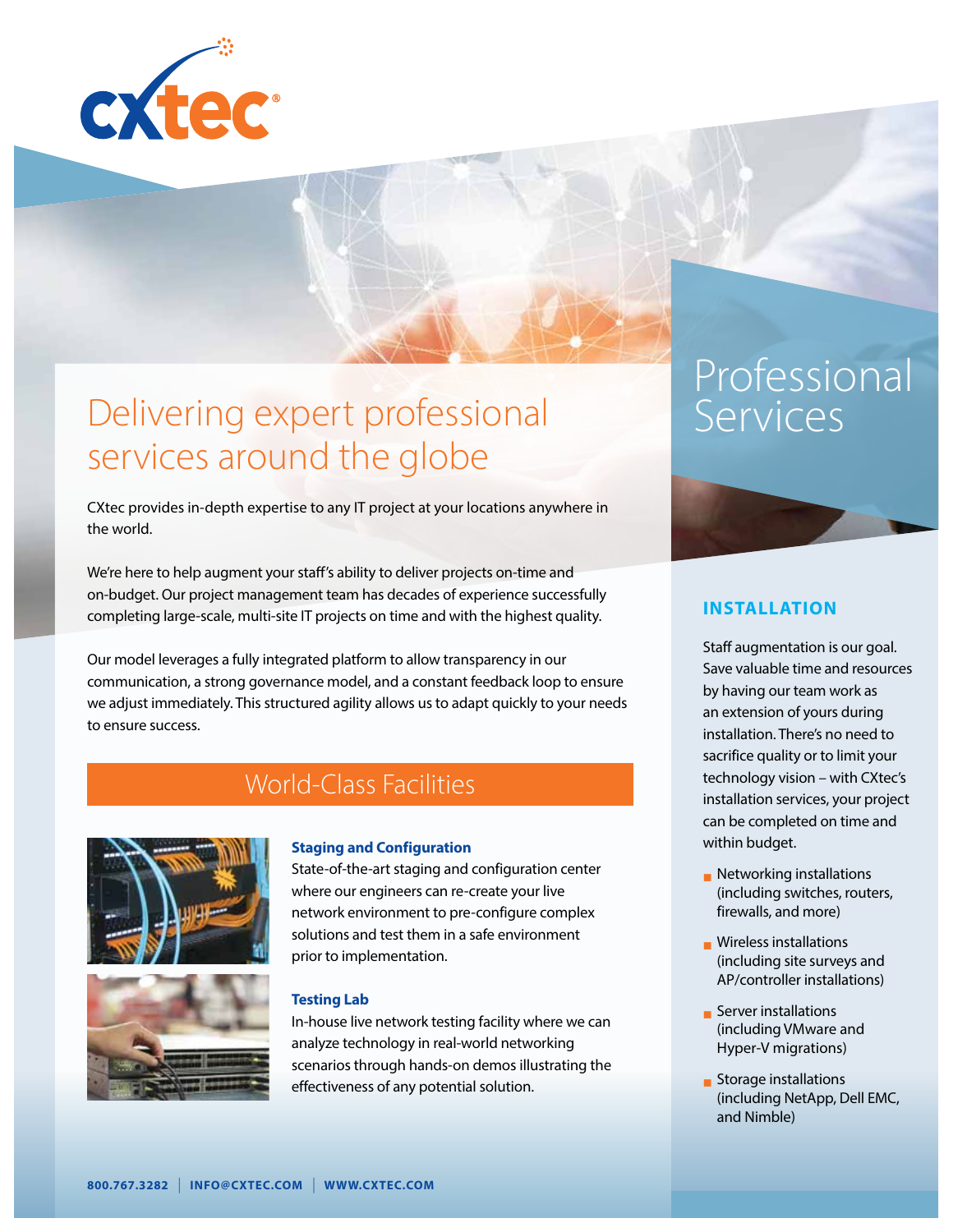# Professional Services

## Delivering expert professional services around the globe

CXtec provides in-depth expertise to any IT project at your locations anywhere in the world.

We're here to help augment your staff's ability to deliver projects on-time and on-budget. Our project management team has decades of experience successfully completing large-scale, multi-site IT projects on time and with the highest quality.

Our model leverages a fully integrated platform to allow transparency in our communication, a strong governance model, and a constant feedback loop to ensure we adjust immediately. This structured agility allows us to adapt quickly to your needs to ensure success.

## World-Class Facilities

### Staging and Configuration

State-of-the-art staging and configuration center where our engineers can re-create your live network environment to pre-configure complex solutions and test them in a safe environment prior to implementation.

### Testing Lab

In-house live network testing facility where we can analyze technology in real-world networking scenarios through hands-on demos illustrating the effectiveness of any potential solution.

## INSTALLATION

Staff augmentation is our goal. Save valuable time and resources by having our team work as an extension of yours during installation. There's no need to sacrifice quality or to limit your technology vision – with CXtec's installation services, your project can be completed on time and within budget.

- Networking installations (including switches, routers, firewalls, and more)
- Wireless installations (including site surveys and AP/controller installations)
- Server installations (including VMware and Hyper-V migrations)
- Storage installations (including NetApp, Dell EMC, and Nimble)

800.767.3282 | INFO@CXTEC.COM | WWW.CXTEC.COM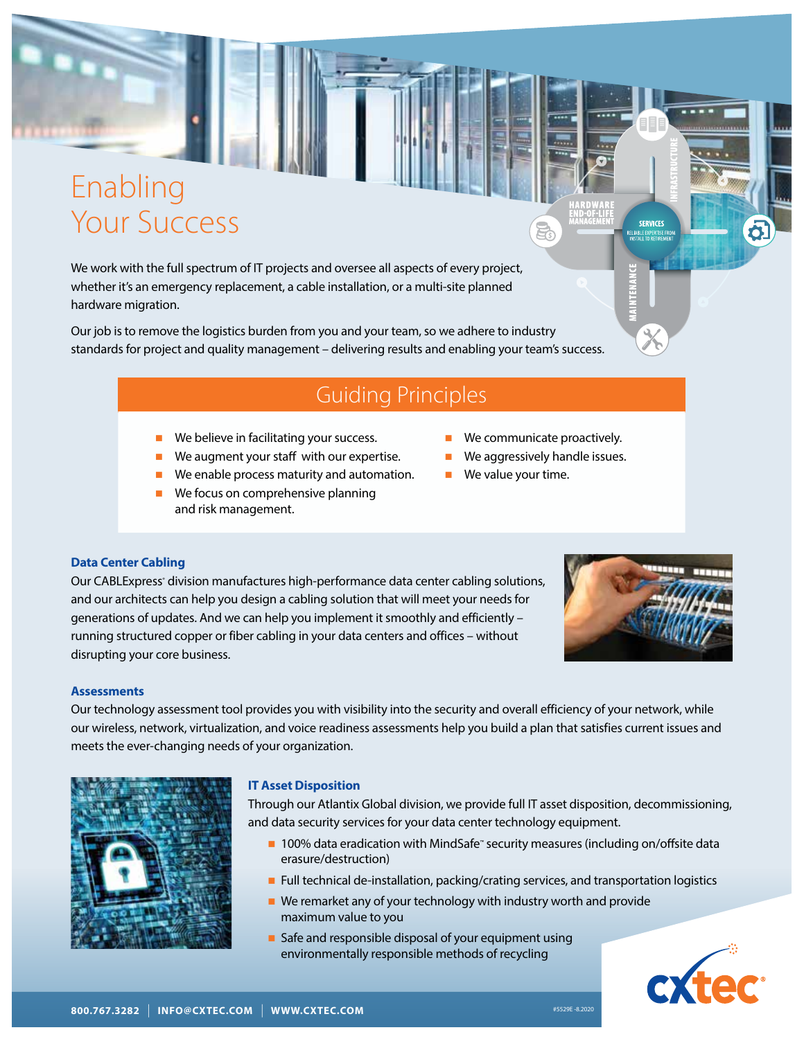# Enabling Your Success

We work with the full spectrum of IT projects and oversee all aspects of every project, whether it's an emergency replacement, a cable installation, or a multi-site planned hardware migration.

Our job is to remove the logistics burden from you and your team, so we adhere to industry standards for project and quality management – delivering results and enabling your team's success.

HARDWARE END-OF-LIFE MANAGEMENT

INFRASTRUCTURE

SERVICES
RELIABLE EXPERTISE FROM INSTALL TO RETIREMENT

MAINTENANCE

## Guiding Principles

- We believe in facilitating your success.
- We augment your staff with our expertise.
- We enable process maturity and automation.
- We focus on comprehensive planning and risk management.
- We communicate proactively.
- We aggressively handle issues.
- We value your time.

### Data Center Cabling

Our CABLExpress® division manufactures high-performance data center cabling solutions, and our architects can help you design a cabling solution that will meet your needs for generations of updates. And we can help you implement it smoothly and efficiently – running structured copper or fiber cabling in your data centers and offices – without disrupting your core business.

### Assessments

Our technology assessment tool provides you with visibility into the security and overall efficiency of your network, while our wireless, network, virtualization, and voice readiness assessments help you build a plan that satisfies current issues and meets the ever-changing needs of your organization.

### IT Asset Disposition

Through our Atlantix Global division, we provide full IT asset disposition, decommissioning, and data security services for your data center technology equipment.

- 100% data eradication with MindSafe™ security measures (including on/offsite data erasure/destruction)
- Full technical de-installation, packing/crating services, and transportation logistics
- We remarket any of your technology with industry worth and provide maximum value to you
- Safe and responsible disposal of your equipment using environmentally responsible methods of recycling

800.767.3282 | INFO@CXTEC.COM | WWW.CXTEC.COM

#5529E -8.2020

cxtec®